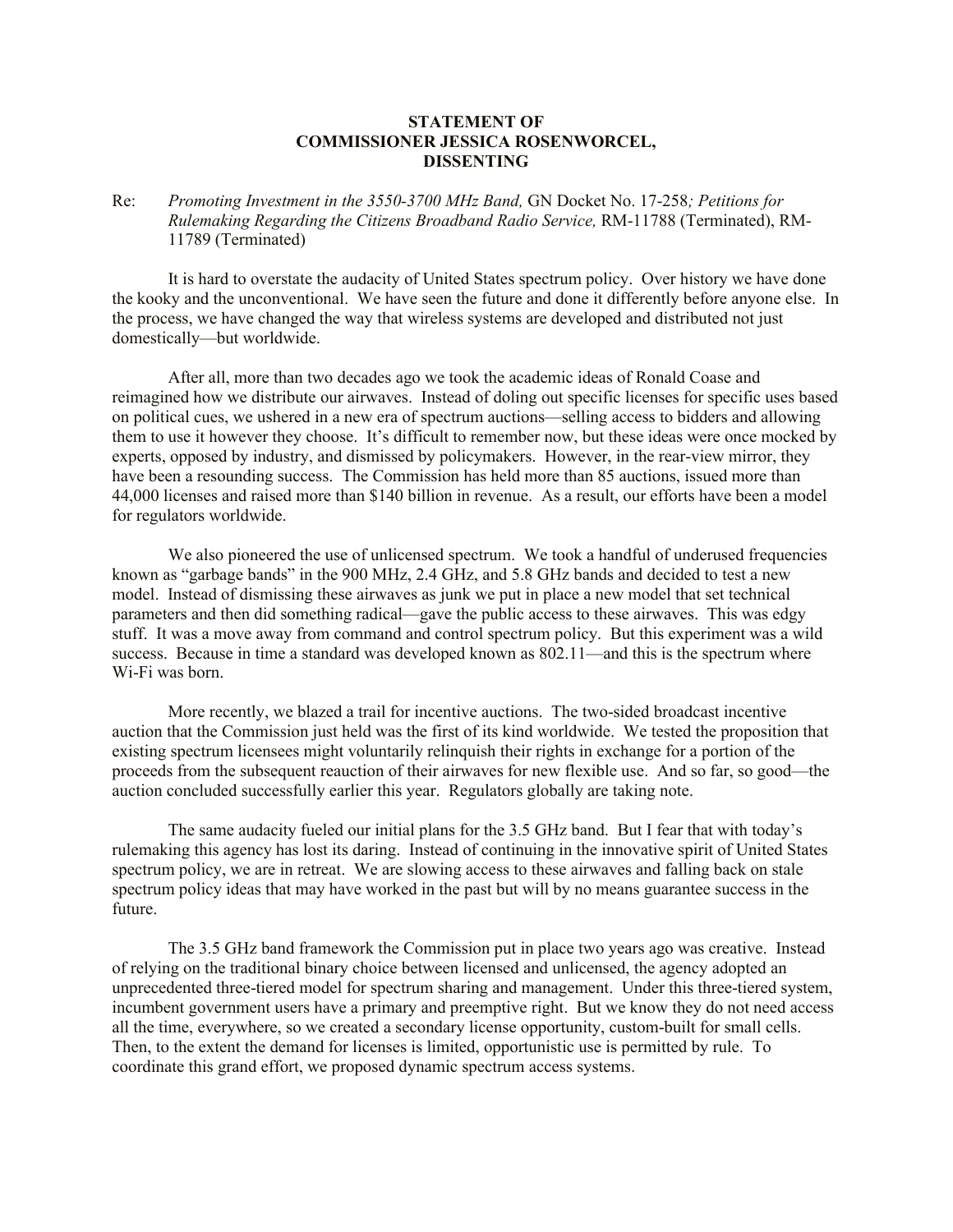**STATEMENT OF**
**COMMISSIONER JESSICA ROSENWORCEL,**
**DISSENTING**

Re: *Promoting Investment in the 3550-3700 MHz Band,* GN Docket No. 17-258*; Petitions for Rulemaking Regarding the Citizens Broadband Radio Service,* RM-11788 (Terminated), RM-11789 (Terminated)

It is hard to overstate the audacity of United States spectrum policy. Over history we have done the kooky and the unconventional. We have seen the future and done it differently before anyone else. In the process, we have changed the way that wireless systems are developed and distributed not just domestically—but worldwide.

After all, more than two decades ago we took the academic ideas of Ronald Coase and reimagined how we distribute our airwaves. Instead of doling out specific licenses for specific uses based on political cues, we ushered in a new era of spectrum auctions—selling access to bidders and allowing them to use it however they choose. It's difficult to remember now, but these ideas were once mocked by experts, opposed by industry, and dismissed by policymakers. However, in the rear-view mirror, they have been a resounding success. The Commission has held more than 85 auctions, issued more than 44,000 licenses and raised more than $140 billion in revenue. As a result, our efforts have been a model for regulators worldwide.

We also pioneered the use of unlicensed spectrum. We took a handful of underused frequencies known as "garbage bands" in the 900 MHz, 2.4 GHz, and 5.8 GHz bands and decided to test a new model. Instead of dismissing these airwaves as junk we put in place a new model that set technical parameters and then did something radical—gave the public access to these airwaves. This was edgy stuff. It was a move away from command and control spectrum policy. But this experiment was a wild success. Because in time a standard was developed known as 802.11—and this is the spectrum where Wi-Fi was born.

More recently, we blazed a trail for incentive auctions. The two-sided broadcast incentive auction that the Commission just held was the first of its kind worldwide. We tested the proposition that existing spectrum licensees might voluntarily relinquish their rights in exchange for a portion of the proceeds from the subsequent reauction of their airwaves for new flexible use. And so far, so good—the auction concluded successfully earlier this year. Regulators globally are taking note.

The same audacity fueled our initial plans for the 3.5 GHz band. But I fear that with today's rulemaking this agency has lost its daring. Instead of continuing in the innovative spirit of United States spectrum policy, we are in retreat. We are slowing access to these airwaves and falling back on stale spectrum policy ideas that may have worked in the past but will by no means guarantee success in the future.

The 3.5 GHz band framework the Commission put in place two years ago was creative. Instead of relying on the traditional binary choice between licensed and unlicensed, the agency adopted an unprecedented three-tiered model for spectrum sharing and management. Under this three-tiered system, incumbent government users have a primary and preemptive right. But we know they do not need access all the time, everywhere, so we created a secondary license opportunity, custom-built for small cells. Then, to the extent the demand for licenses is limited, opportunistic use is permitted by rule. To coordinate this grand effort, we proposed dynamic spectrum access systems.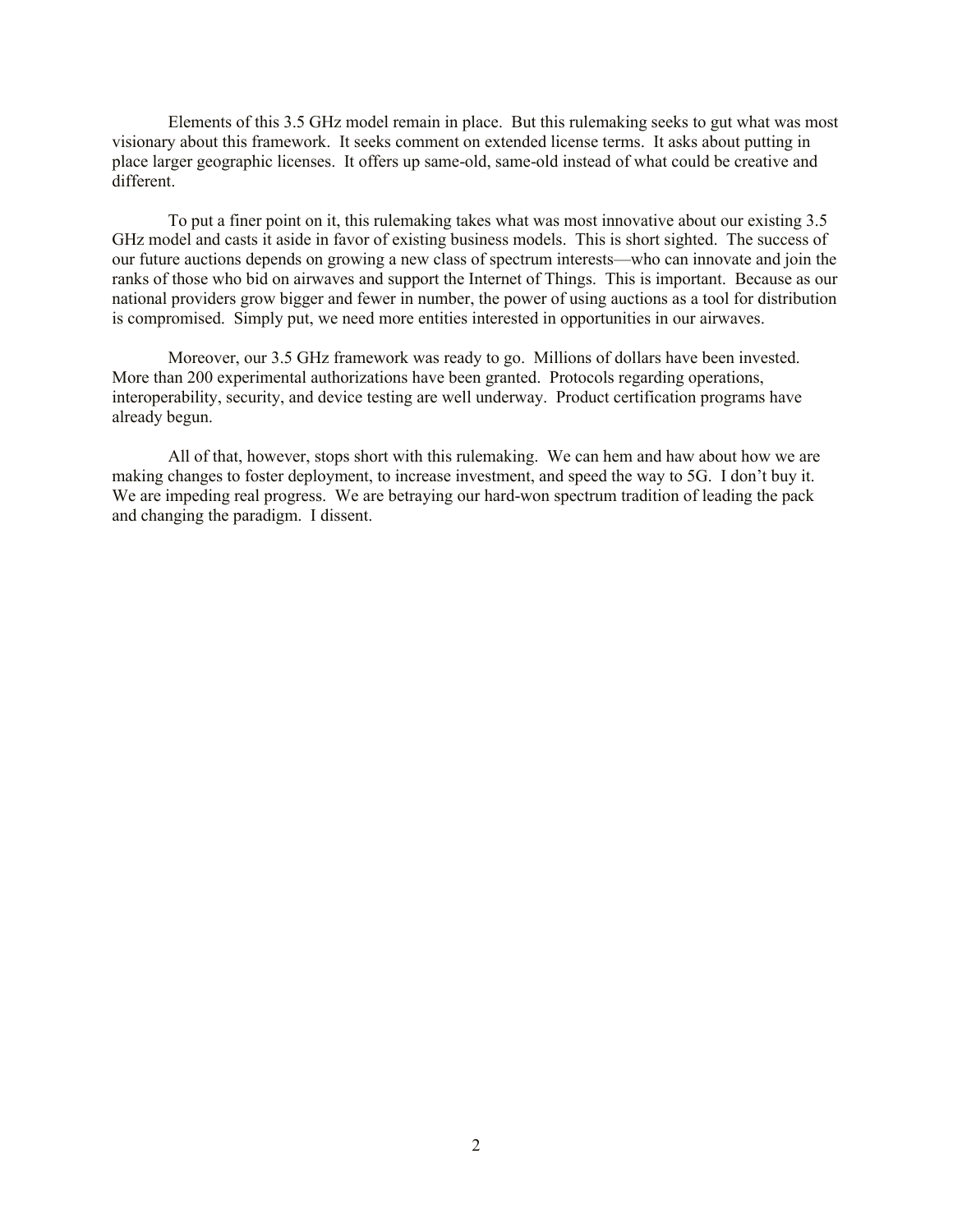Elements of this 3.5 GHz model remain in place. But this rulemaking seeks to gut what was most visionary about this framework. It seeks comment on extended license terms. It asks about putting in place larger geographic licenses. It offers up same-old, same-old instead of what could be creative and different.

To put a finer point on it, this rulemaking takes what was most innovative about our existing 3.5 GHz model and casts it aside in favor of existing business models. This is short sighted. The success of our future auctions depends on growing a new class of spectrum interests—who can innovate and join the ranks of those who bid on airwaves and support the Internet of Things. This is important. Because as our national providers grow bigger and fewer in number, the power of using auctions as a tool for distribution is compromised. Simply put, we need more entities interested in opportunities in our airwaves.

Moreover, our 3.5 GHz framework was ready to go. Millions of dollars have been invested. More than 200 experimental authorizations have been granted. Protocols regarding operations, interoperability, security, and device testing are well underway. Product certification programs have already begun.

All of that, however, stops short with this rulemaking. We can hem and haw about how we are making changes to foster deployment, to increase investment, and speed the way to 5G. I don't buy it. We are impeding real progress. We are betraying our hard-won spectrum tradition of leading the pack and changing the paradigm. I dissent.